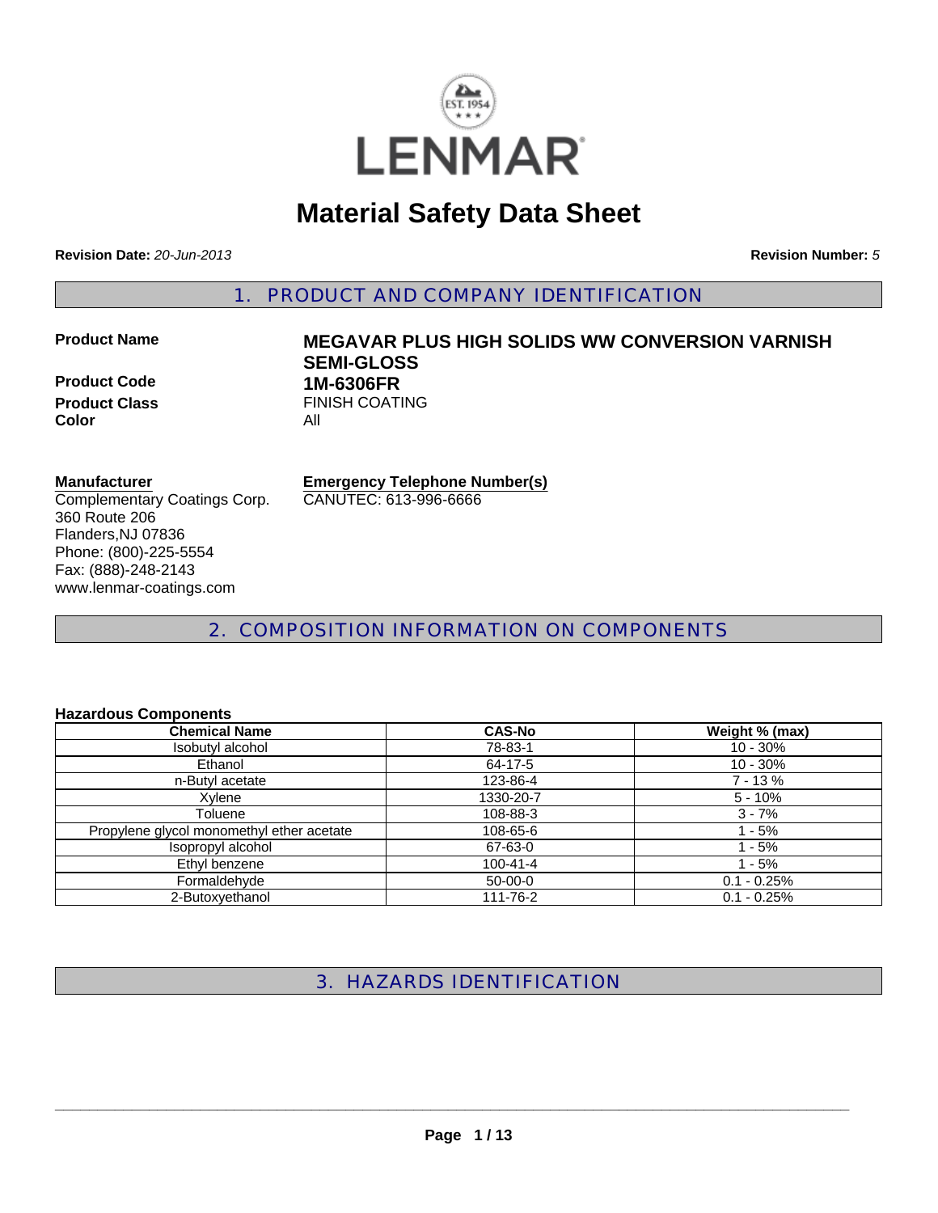LENMAR

# Material Safety Data Sheet

**Revision Date:** *20-Jun-2013* **Revision Number:** *5*

## 1. PRODUCT AND COMPANY IDENTIFICATION

**Product Name** **MEGAVAR PLUS HIGH SOLIDS WW CONVERSION VARNISH SEMI-GLOSS**

**Product Code** **1M-6306FR**

**Product Class** FINISH COATING

**Color** All

**Manufacturer**
Complementary Coatings Corp.
360 Route 206
Flanders,NJ 07836
Phone: (800)-225-5554
Fax: (888)-248-2143
www.lenmar-coatings.com

**Emergency Telephone Number(s)**
CANUTEC: 613-996-6666

## 2. COMPOSITION INFORMATION ON COMPONENTS

**Hazardous Components**

| Chemical Name | CAS-No | Weight % (max) |
|---|---|---|
| Isobutyl alcohol | 78-83-1 | 10 - 30% |
| Ethanol | 64-17-5 | 10 - 30% |
| n-Butyl acetate | 123-86-4 | 7 - 13 % |
| Xylene | 1330-20-7 | 5 - 10% |
| Toluene | 108-88-3 | 3 - 7% |
| Propylene glycol monomethyl ether acetate | 108-65-6 | 1 - 5% |
| Isopropyl alcohol | 67-63-0 | 1 - 5% |
| Ethyl benzene | 100-41-4 | 1 - 5% |
| Formaldehyde | 50-00-0 | 0.1 - 0.25% |
| 2-Butoxyethanol | 111-76-2 | 0.1 - 0.25% |

## 3. HAZARDS IDENTIFICATION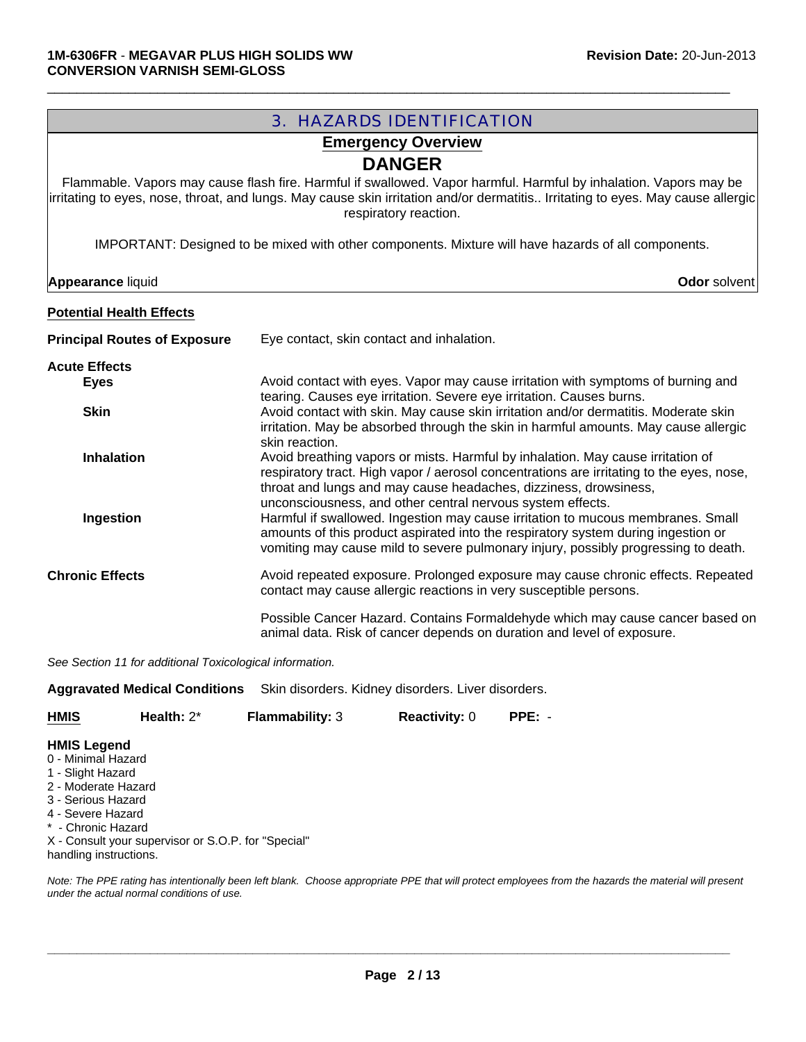## 3. HAZARDS IDENTIFICATION

### Emergency Overview

**DANGER**

Flammable. Vapors may cause flash fire. Harmful if swallowed. Vapor harmful. Harmful by inhalation. Vapors may be irritating to eyes, nose, throat, and lungs. May cause skin irritation and/or dermatitis.. Irritating to eyes. May cause allergic respiratory reaction.

IMPORTANT: Designed to be mixed with other components. Mixture will have hazards of all components.

**Appearance** liquid **Odor** solvent

**Potential Health Effects**

**Principal Routes of Exposure** Eye contact, skin contact and inhalation.

**Acute Effects**

**Eyes** Avoid contact with eyes. Vapor may cause irritation with symptoms of burning and tearing. Causes eye irritation. Severe eye irritation. Causes burns.

**Skin** Avoid contact with skin. May cause skin irritation and/or dermatitis. Moderate skin irritation. May be absorbed through the skin in harmful amounts. May cause allergic skin reaction.

**Inhalation** Avoid breathing vapors or mists. Harmful by inhalation. May cause irritation of respiratory tract. High vapor / aerosol concentrations are irritating to the eyes, nose, throat and lungs and may cause headaches, dizziness, drowsiness, unconsciousness, and other central nervous system effects.

**Ingestion** Harmful if swallowed. Ingestion may cause irritation to mucous membranes. Small amounts of this product aspirated into the respiratory system during ingestion or vomiting may cause mild to severe pulmonary injury, possibly progressing to death.

**Chronic Effects** Avoid repeated exposure. Prolonged exposure may cause chronic effects. Repeated contact may cause allergic reactions in very susceptible persons.

Possible Cancer Hazard. Contains Formaldehyde which may cause cancer based on animal data. Risk of cancer depends on duration and level of exposure.

*See Section 11 for additional Toxicological information.*

**Aggravated Medical Conditions** Skin disorders. Kidney disorders. Liver disorders.

| **HMIS** | **Health:** 2* | **Flammability:** 3 | **Reactivity:** 0 | **PPE:** - |
|---|---|---|---|---|

**HMIS Legend**
0 - Minimal Hazard
1 - Slight Hazard
2 - Moderate Hazard
3 - Serious Hazard
4 - Severe Hazard
* - Chronic Hazard
X - Consult your supervisor or S.O.P. for "Special" handling instructions.

*Note: The PPE rating has intentionally been left blank. Choose appropriate PPE that will protect employees from the hazards the material will present under the actual normal conditions of use.*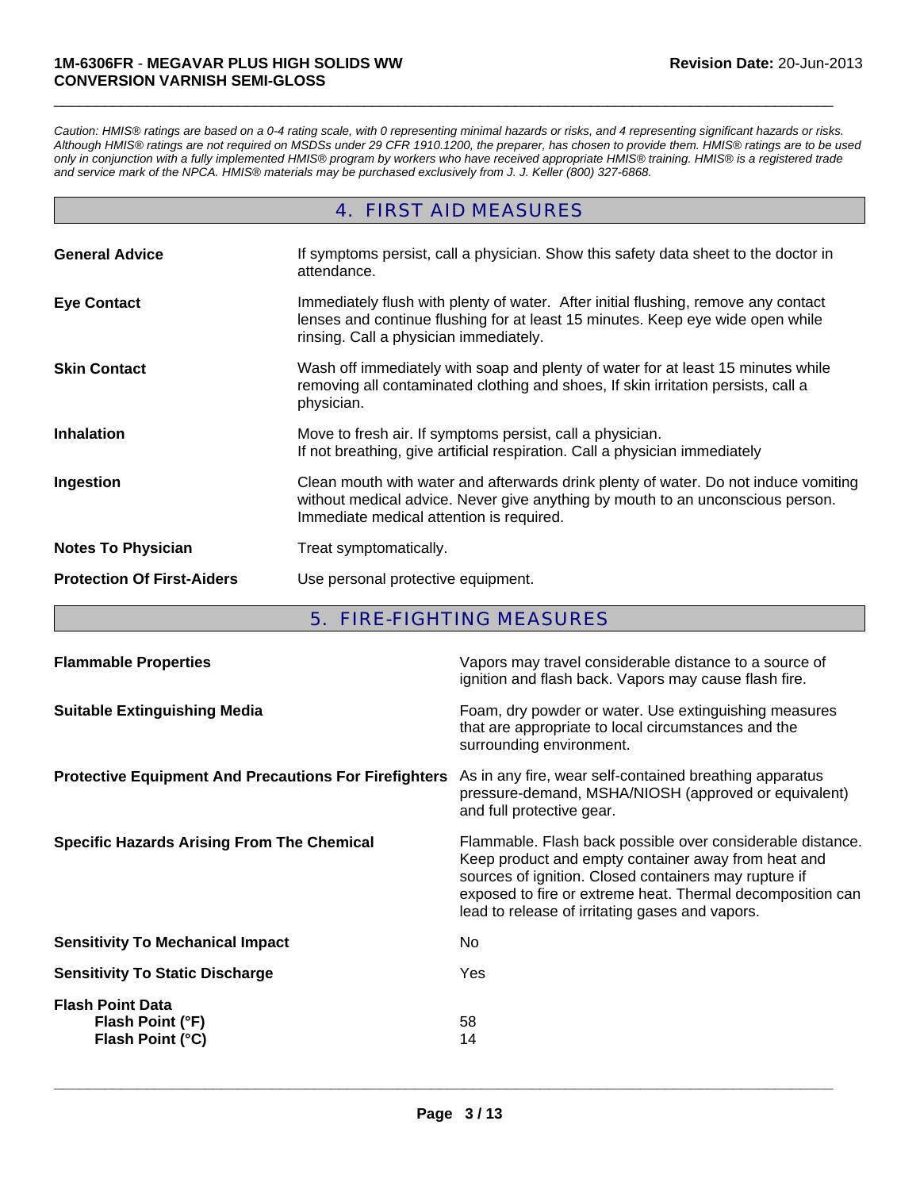*Caution: HMIS® ratings are based on a 0-4 rating scale, with 0 representing minimal hazards or risks, and 4 representing significant hazards or risks. Although HMIS® ratings are not required on MSDSs under 29 CFR 1910.1200, the preparer, has chosen to provide them. HMIS® ratings are to be used only in conjunction with a fully implemented HMIS® program by workers who have received appropriate HMIS® training. HMIS® is a registered trade and service mark of the NPCA. HMIS® materials may be purchased exclusively from J. J. Keller (800) 327-6868.*

## 4. FIRST AID MEASURES

**General Advice**
If symptoms persist, call a physician. Show this safety data sheet to the doctor in attendance.

**Eye Contact**
Immediately flush with plenty of water. After initial flushing, remove any contact lenses and continue flushing for at least 15 minutes. Keep eye wide open while rinsing. Call a physician immediately.

**Skin Contact**
Wash off immediately with soap and plenty of water for at least 15 minutes while removing all contaminated clothing and shoes, If skin irritation persists, call a physician.

**Inhalation**
Move to fresh air. If symptoms persist, call a physician.
If not breathing, give artificial respiration. Call a physician immediately

**Ingestion**
Clean mouth with water and afterwards drink plenty of water. Do not induce vomiting without medical advice. Never give anything by mouth to an unconscious person. Immediate medical attention is required.

**Notes To Physician**
Treat symptomatically.

**Protection Of First-Aiders**
Use personal protective equipment.

## 5. FIRE-FIGHTING MEASURES

**Flammable Properties**
Vapors may travel considerable distance to a source of ignition and flash back. Vapors may cause flash fire.

**Suitable Extinguishing Media**
Foam, dry powder or water. Use extinguishing measures that are appropriate to local circumstances and the surrounding environment.

**Protective Equipment And Precautions For Firefighters**
As in any fire, wear self-contained breathing apparatus pressure-demand, MSHA/NIOSH (approved or equivalent) and full protective gear.

**Specific Hazards Arising From The Chemical**
Flammable. Flash back possible over considerable distance. Keep product and empty container away from heat and sources of ignition. Closed containers may rupture if exposed to fire or extreme heat. Thermal decomposition can lead to release of irritating gases and vapors.

**Sensitivity To Mechanical Impact**
No

**Sensitivity To Static Discharge**
Yes

**Flash Point Data**
- **Flash Point (°F)**: 58
- **Flash Point (°C)**: 14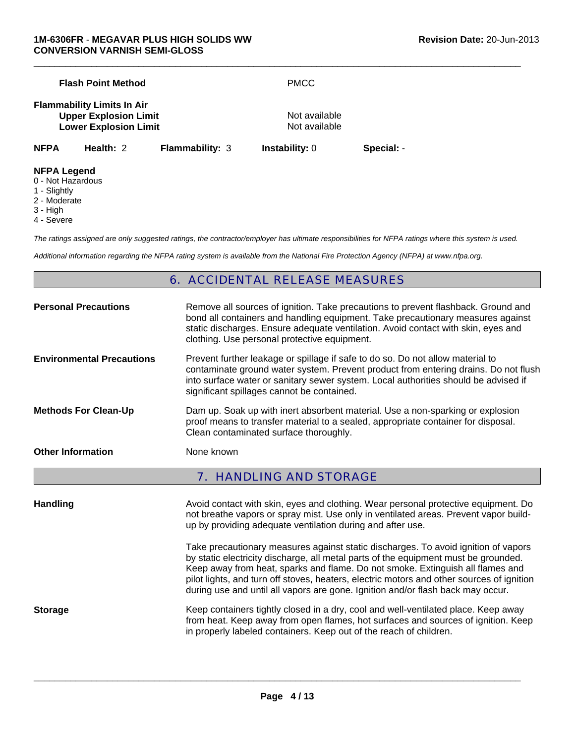| | |
|---|---|
| **Flash Point Method** | PMCC |
| **Flammability Limits In Air** | |
| **Upper Explosion Limit** | Not available |
| **Lower Explosion Limit** | Not available |

| **NFPA** | **Health:** 2 | **Flammability:** 3 | **Instability:** 0 | **Special:** - |
|---|---|---|---|---|

**NFPA Legend**
0 - Not Hazardous
1 - Slightly
2 - Moderate
3 - High
4 - Severe

*The ratings assigned are only suggested ratings, the contractor/employer has ultimate responsibilities for NFPA ratings where this system is used.*

*Additional information regarding the NFPA rating system is available from the National Fire Protection Agency (NFPA) at www.nfpa.org.*

## 6. ACCIDENTAL RELEASE MEASURES

**Personal Precautions**
Remove all sources of ignition. Take precautions to prevent flashback. Ground and bond all containers and handling equipment. Take precautionary measures against static discharges. Ensure adequate ventilation. Avoid contact with skin, eyes and clothing. Use personal protective equipment.

**Environmental Precautions**
Prevent further leakage or spillage if safe to do so. Do not allow material to contaminate ground water system. Prevent product from entering drains. Do not flush into surface water or sanitary sewer system. Local authorities should be advised if significant spillages cannot be contained.

**Methods For Clean-Up**
Dam up. Soak up with inert absorbent material. Use a non-sparking or explosion proof means to transfer material to a sealed, appropriate container for disposal. Clean contaminated surface thoroughly.

**Other Information**
None known

## 7. HANDLING AND STORAGE

**Handling**
Avoid contact with skin, eyes and clothing. Wear personal protective equipment. Do not breathe vapors or spray mist. Use only in ventilated areas. Prevent vapor build-up by providing adequate ventilation during and after use.

Take precautionary measures against static discharges. To avoid ignition of vapors by static electricity discharge, all metal parts of the equipment must be grounded. Keep away from heat, sparks and flame. Do not smoke. Extinguish all flames and pilot lights, and turn off stoves, heaters, electric motors and other sources of ignition during use and until all vapors are gone. Ignition and/or flash back may occur.

**Storage**
Keep containers tightly closed in a dry, cool and well-ventilated place. Keep away from heat. Keep away from open flames, hot surfaces and sources of ignition. Keep in properly labeled containers. Keep out of the reach of children.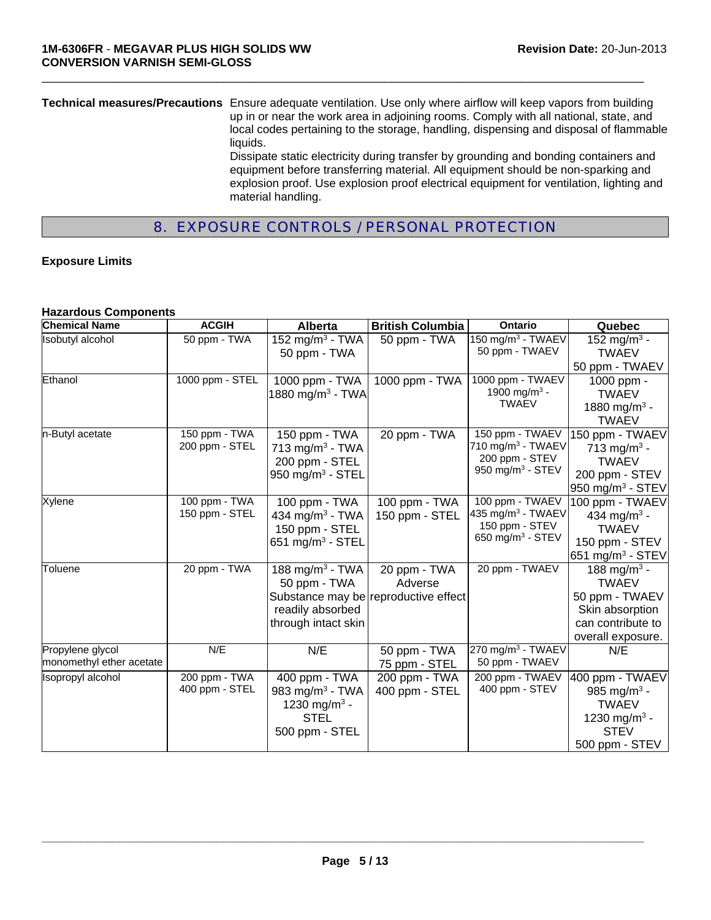**Technical measures/Precautions** Ensure adequate ventilation. Use only where airflow will keep vapors from building up in or near the work area in adjoining rooms. Comply with all national, state, and local codes pertaining to the storage, handling, dispensing and disposal of flammable liquids.

Dissipate static electricity during transfer by grounding and bonding containers and equipment before transferring material. All equipment should be non-sparking and explosion proof. Use explosion proof electrical equipment for ventilation, lighting and material handling.

## 8. EXPOSURE CONTROLS / PERSONAL PROTECTION

**Exposure Limits**

**Hazardous Components**

| Chemical Name | ACGIH | Alberta | British Columbia | Ontario | Quebec |
|---|---|---|---|---|---|
| Isobutyl alcohol | 50 ppm - TWA | 152 mg/m$^3$ - TWA<br>50 ppm - TWA | 50 ppm - TWA | 150 mg/m$^3$ - TWAEV<br>50 ppm - TWAEV | 152 mg/m$^3$ - TWAEV<br>50 ppm - TWAEV |
| Ethanol | 1000 ppm - STEL | 1000 ppm - TWA<br>1880 mg/m$^3$ - TWA | 1000 ppm - TWA | 1000 ppm - TWAEV<br>1900 mg/m$^3$ - TWAEV | 1000 ppm - TWAEV<br>1880 mg/m$^3$ - TWAEV |
| n-Butyl acetate | 150 ppm - TWA<br>200 ppm - STEL | 150 ppm - TWA<br>713 mg/m$^3$ - TWA<br>200 ppm - STEL<br>950 mg/m$^3$ - STEL | 20 ppm - TWA | 150 ppm - TWAEV<br>710 mg/m$^3$ - TWAEV<br>200 ppm - STEV<br>950 mg/m$^3$ - STEV | 150 ppm - TWAEV<br>713 mg/m$^3$ - TWAEV<br>200 ppm - STEV<br>950 mg/m$^3$ - STEV |
| Xylene | 100 ppm - TWA<br>150 ppm - STEL | 100 ppm - TWA<br>434 mg/m$^3$ - TWA<br>150 ppm - STEL<br>651 mg/m$^3$ - STEL | 100 ppm - TWA<br>150 ppm - STEL | 100 ppm - TWAEV<br>435 mg/m$^3$ - TWAEV<br>150 ppm - STEV<br>650 mg/m$^3$ - STEV | 100 ppm - TWAEV<br>434 mg/m$^3$ - TWAEV<br>150 ppm - STEV<br>651 mg/m$^3$ - STEV |
| Toluene | 20 ppm - TWA | 188 mg/m$^3$ - TWA<br>50 ppm - TWA<br>Substance may be readily absorbed through intact skin | 20 ppm - TWA<br>Adverse reproductive effect | 20 ppm - TWAEV | 188 mg/m$^3$ - TWAEV<br>50 ppm - TWAEV<br>Skin absorption can contribute to overall exposure. |
| Propylene glycol monomethyl ether acetate | N/E | N/E | 50 ppm - TWA<br>75 ppm - STEL | 270 mg/m$^3$ - TWAEV<br>50 ppm - TWAEV | N/E |
| Isopropyl alcohol | 200 ppm - TWA<br>400 ppm - STEL | 400 ppm - TWA<br>983 mg/m$^3$ - TWA<br>1230 mg/m$^3$ - STEL<br>500 ppm - STEL | 200 ppm - TWA<br>400 ppm - STEL | 200 ppm - TWAEV<br>400 ppm - STEV | 400 ppm - TWAEV<br>985 mg/m$^3$ - TWAEV<br>1230 mg/m$^3$ - STEV<br>500 ppm - STEV |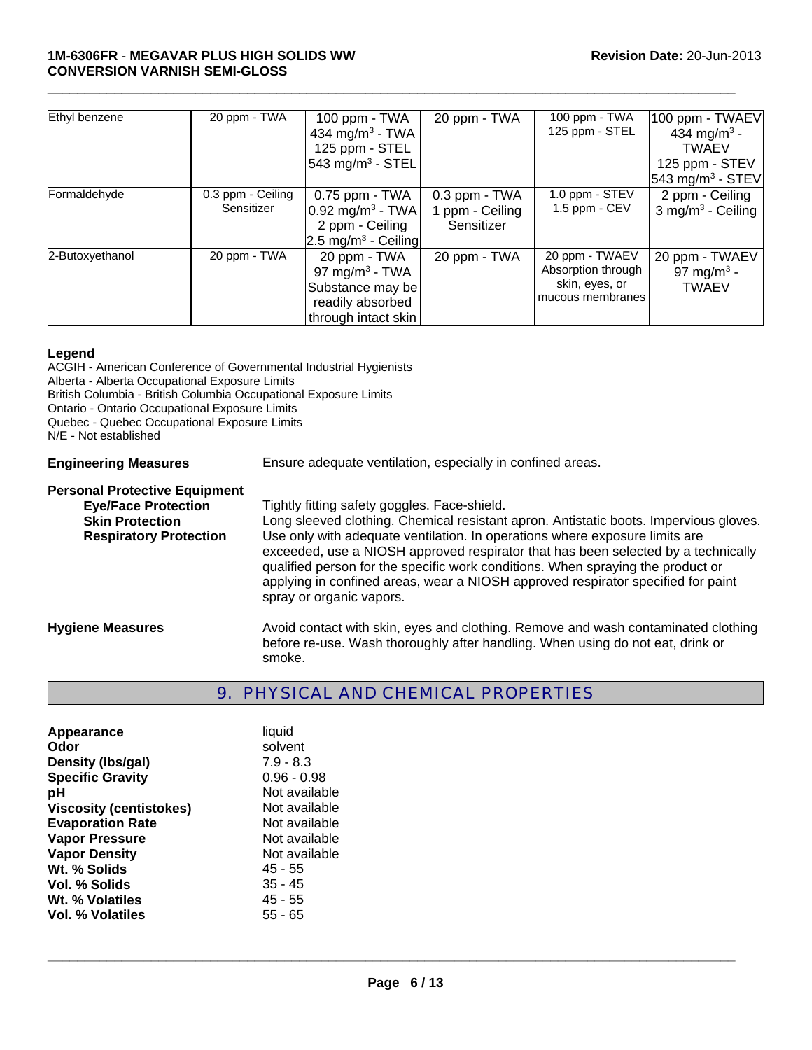| | | | | | |
|---|---|---|---|---|---|
| Ethyl benzene | 20 ppm - TWA | 100 ppm - TWA<br>434 mg/m$^3$ - TWA<br>125 ppm - STEL<br>543 mg/m$^3$ - STEL | 20 ppm - TWA | 100 ppm - TWA<br>125 ppm - STEL | 100 ppm - TWAEV<br>434 mg/m$^3$ - TWAEV<br>125 ppm - STEV<br>543 mg/m$^3$ - STEV |
| Formaldehyde | 0.3 ppm - Ceiling<br>Sensitizer | 0.75 ppm - TWA<br>0.92 mg/m$^3$ - TWA<br>2 ppm - Ceiling<br>2.5 mg/m$^3$ - Ceiling | 0.3 ppm - TWA<br>1 ppm - Ceiling<br>Sensitizer | 1.0 ppm - STEV<br>1.5 ppm - CEV | 2 ppm - Ceiling<br>3 mg/m$^3$ - Ceiling |
| 2-Butoxyethanol | 20 ppm - TWA | 20 ppm - TWA<br>97 mg/m$^3$ - TWA<br>Substance may be readily absorbed through intact skin | 20 ppm - TWA | 20 ppm - TWAEV<br>Absorption through skin, eyes, or mucous membranes | 20 ppm - TWAEV<br>97 mg/m$^3$ - TWAEV |

**Legend**
ACGIH - American Conference of Governmental Industrial Hygienists
Alberta - Alberta Occupational Exposure Limits
British Columbia - British Columbia Occupational Exposure Limits
Ontario - Ontario Occupational Exposure Limits
Quebec - Quebec Occupational Exposure Limits
N/E - Not established

**Engineering Measures** Ensure adequate ventilation, especially in confined areas.

**Personal Protective Equipment**

**Eye/Face Protection** Tightly fitting safety goggles. Face-shield.

**Skin Protection** Long sleeved clothing. Chemical resistant apron. Antistatic boots. Impervious gloves.

**Respiratory Protection** Use only with adequate ventilation. In operations where exposure limits are exceeded, use a NIOSH approved respirator that has been selected by a technically qualified person for the specific work conditions. When spraying the product or applying in confined areas, wear a NIOSH approved respirator specified for paint spray or organic vapors.

**Hygiene Measures** Avoid contact with skin, eyes and clothing. Remove and wash contaminated clothing before re-use. Wash thoroughly after handling. When using do not eat, drink or smoke.

## 9. PHYSICAL AND CHEMICAL PROPERTIES

| | |
|---|---|
| **Appearance** | liquid |
| **Odor** | solvent |
| **Density (lbs/gal)** | 7.9 - 8.3 |
| **Specific Gravity** | 0.96 - 0.98 |
| **pH** | Not available |
| **Viscosity (centistokes)** | Not available |
| **Evaporation Rate** | Not available |
| **Vapor Pressure** | Not available |
| **Vapor Density** | Not available |
| **Wt. % Solids** | 45 - 55 |
| **Vol. % Solids** | 35 - 45 |
| **Wt. % Volatiles** | 45 - 55 |
| **Vol. % Volatiles** | 55 - 65 |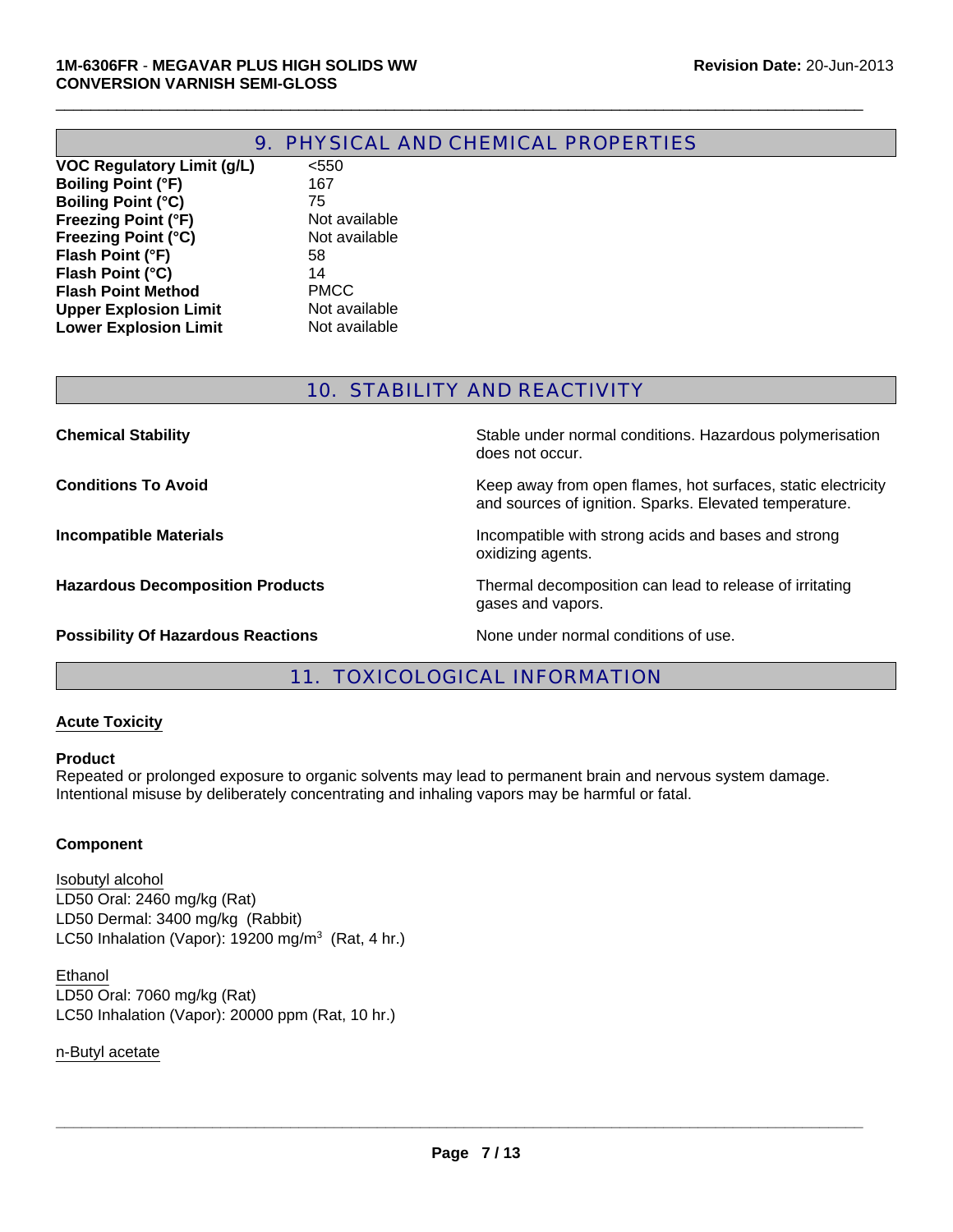## 9. PHYSICAL AND CHEMICAL PROPERTIES

| | |
|---|---|
| **VOC Regulatory Limit (g/L)** | <550 |
| **Boiling Point (°F)** | 167 |
| **Boiling Point (°C)** | 75 |
| **Freezing Point (°F)** | Not available |
| **Freezing Point (°C)** | Not available |
| **Flash Point (°F)** | 58 |
| **Flash Point (°C)** | 14 |
| **Flash Point Method** | PMCC |
| **Upper Explosion Limit** | Not available |
| **Lower Explosion Limit** | Not available |

## 10. STABILITY AND REACTIVITY

| | |
|---|---|
| **Chemical Stability** | Stable under normal conditions. Hazardous polymerisation does not occur. |
| **Conditions To Avoid** | Keep away from open flames, hot surfaces, static electricity and sources of ignition. Sparks. Elevated temperature. |
| **Incompatible Materials** | Incompatible with strong acids and bases and strong oxidizing agents. |
| **Hazardous Decomposition Products** | Thermal decomposition can lead to release of irritating gases and vapors. |
| **Possibility Of Hazardous Reactions** | None under normal conditions of use. |

## 11. TOXICOLOGICAL INFORMATION

### Acute Toxicity

**Product**

Repeated or prolonged exposure to organic solvents may lead to permanent brain and nervous system damage. Intentional misuse by deliberately concentrating and inhaling vapors may be harmful or fatal.

**Component**

Isobutyl alcohol
LD50 Oral: 2460 mg/kg (Rat)
LD50 Dermal: 3400 mg/kg (Rabbit)
LC50 Inhalation (Vapor): 19200 mg/m$^3$ (Rat, 4 hr.)

Ethanol
LD50 Oral: 7060 mg/kg (Rat)
LC50 Inhalation (Vapor): 20000 ppm (Rat, 10 hr.)

n-Butyl acetate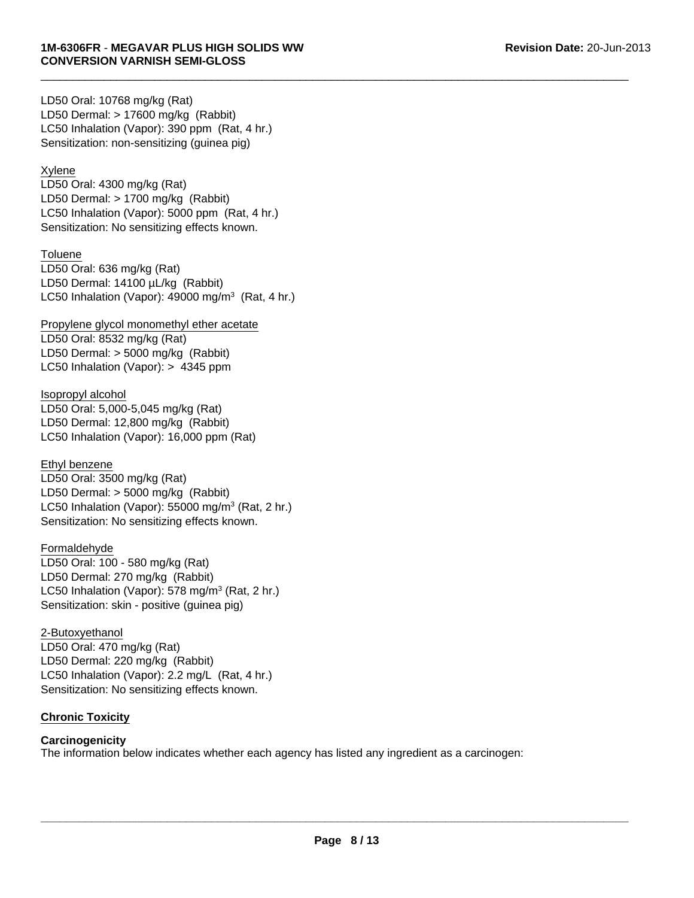LD50 Oral: 10768 mg/kg (Rat)
LD50 Dermal: > 17600 mg/kg (Rabbit)
LC50 Inhalation (Vapor): 390 ppm (Rat, 4 hr.)
Sensitization: non-sensitizing (guinea pig)

Xylene
LD50 Oral: 4300 mg/kg (Rat)
LD50 Dermal: > 1700 mg/kg (Rabbit)
LC50 Inhalation (Vapor): 5000 ppm (Rat, 4 hr.)
Sensitization: No sensitizing effects known.

Toluene
LD50 Oral: 636 mg/kg (Rat)
LD50 Dermal: 14100 µL/kg (Rabbit)
LC50 Inhalation (Vapor): 49000 mg/m$^3$ (Rat, 4 hr.)

Propylene glycol monomethyl ether acetate
LD50 Oral: 8532 mg/kg (Rat)
LD50 Dermal: > 5000 mg/kg (Rabbit)
LC50 Inhalation (Vapor): > 4345 ppm

Isopropyl alcohol
LD50 Oral: 5,000-5,045 mg/kg (Rat)
LD50 Dermal: 12,800 mg/kg (Rabbit)
LC50 Inhalation (Vapor): 16,000 ppm (Rat)

Ethyl benzene
LD50 Oral: 3500 mg/kg (Rat)
LD50 Dermal: > 5000 mg/kg (Rabbit)
LC50 Inhalation (Vapor): 55000 mg/m$^3$ (Rat, 2 hr.)
Sensitization: No sensitizing effects known.

Formaldehyde
LD50 Oral: 100 - 580 mg/kg (Rat)
LD50 Dermal: 270 mg/kg (Rabbit)
LC50 Inhalation (Vapor): 578 mg/m$^3$ (Rat, 2 hr.)
Sensitization: skin - positive (guinea pig)

2-Butoxyethanol
LD50 Oral: 470 mg/kg (Rat)
LD50 Dermal: 220 mg/kg (Rabbit)
LC50 Inhalation (Vapor): 2.2 mg/L (Rat, 4 hr.)
Sensitization: No sensitizing effects known.

**Chronic Toxicity**

**Carcinogenicity**
The information below indicates whether each agency has listed any ingredient as a carcinogen: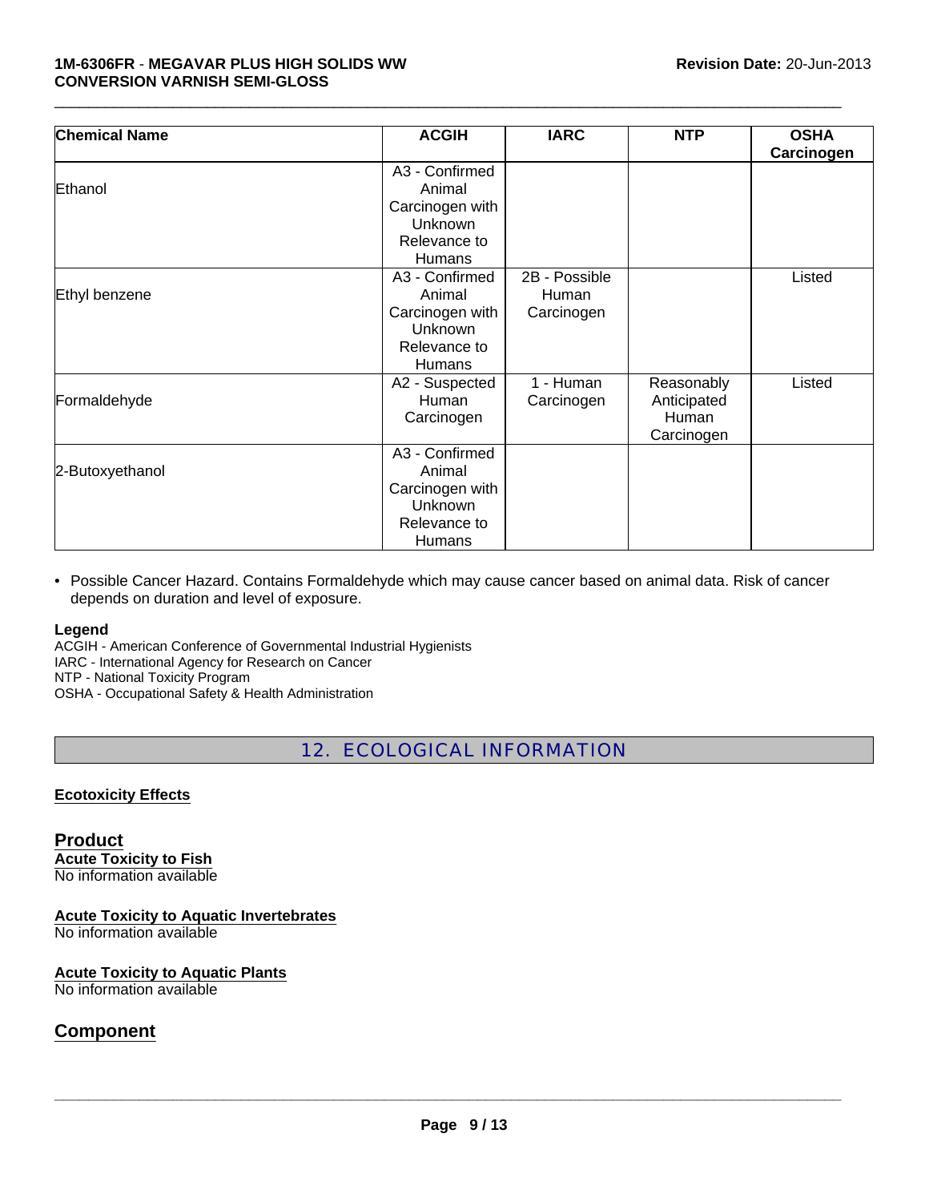| Chemical Name | ACGIH | IARC | NTP | OSHA Carcinogen |
|---|---|---|---|---|
| Ethanol | A3 - Confirmed Animal Carcinogen with Unknown Relevance to Humans | | | |
| Ethyl benzene | A3 - Confirmed Animal Carcinogen with Unknown Relevance to Humans | 2B - Possible Human Carcinogen | | Listed |
| Formaldehyde | A2 - Suspected Human Carcinogen | 1 - Human Carcinogen | Reasonably Anticipated Human Carcinogen | Listed |
| 2-Butoxyethanol | A3 - Confirmed Animal Carcinogen with Unknown Relevance to Humans | | | |

- Possible Cancer Hazard. Contains Formaldehyde which may cause cancer based on animal data. Risk of cancer depends on duration and level of exposure.

**Legend**
ACGIH - American Conference of Governmental Industrial Hygienists
IARC - International Agency for Research on Cancer
NTP - National Toxicity Program
OSHA - Occupational Safety & Health Administration

## 12. ECOLOGICAL INFORMATION

**Ecotoxicity Effects**

**Product**

**Acute Toxicity to Fish**
No information available

**Acute Toxicity to Aquatic Invertebrates**
No information available

**Acute Toxicity to Aquatic Plants**
No information available

**Component**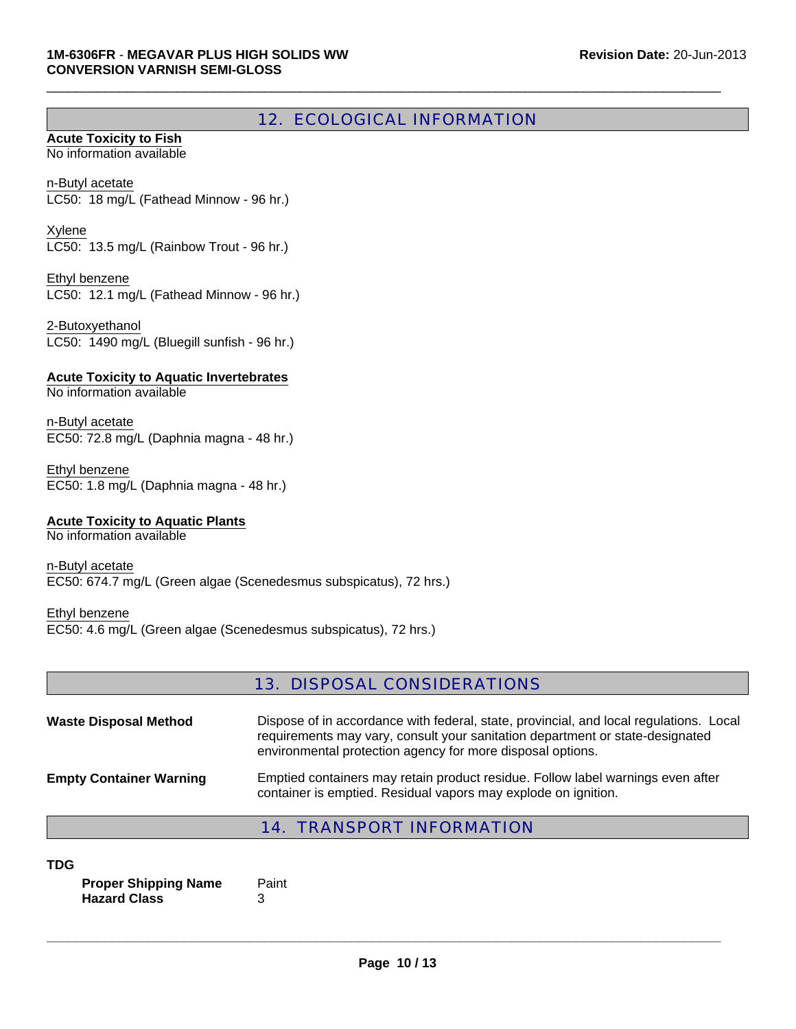## 12. ECOLOGICAL INFORMATION

**Acute Toxicity to Fish**
No information available

n-Butyl acetate
LC50: 18 mg/L (Fathead Minnow - 96 hr.)

Xylene
LC50: 13.5 mg/L (Rainbow Trout - 96 hr.)

Ethyl benzene
LC50: 12.1 mg/L (Fathead Minnow - 96 hr.)

2-Butoxyethanol
LC50: 1490 mg/L (Bluegill sunfish - 96 hr.)

**Acute Toxicity to Aquatic Invertebrates**
No information available

n-Butyl acetate
EC50: 72.8 mg/L (Daphnia magna - 48 hr.)

Ethyl benzene
EC50: 1.8 mg/L (Daphnia magna - 48 hr.)

**Acute Toxicity to Aquatic Plants**
No information available

n-Butyl acetate
EC50: 674.7 mg/L (Green algae (Scenedesmus subspicatus), 72 hrs.)

Ethyl benzene
EC50: 4.6 mg/L (Green algae (Scenedesmus subspicatus), 72 hrs.)

## 13. DISPOSAL CONSIDERATIONS

**Waste Disposal Method**
Dispose of in accordance with federal, state, provincial, and local regulations. Local requirements may vary, consult your sanitation department or state-designated environmental protection agency for more disposal options.

**Empty Container Warning**
Emptied containers may retain product residue. Follow label warnings even after container is emptied. Residual vapors may explode on ignition.

## 14. TRANSPORT INFORMATION

**TDG**

**Proper Shipping Name** Paint
**Hazard Class** 3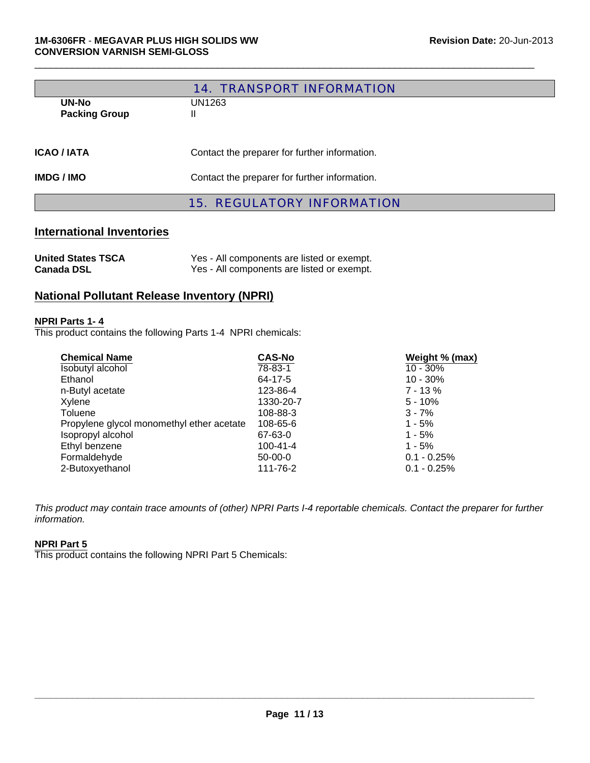## 14. TRANSPORT INFORMATION

| | |
|---|---|
| **UN-No** | UN1263 |
| **Packing Group** | II |

**ICAO / IATA** Contact the preparer for further information.

**IMDG / IMO** Contact the preparer for further information.

## 15. REGULATORY INFORMATION

### International Inventories

| | |
|---|---|
| **United States TSCA** | Yes - All components are listed or exempt. |
| **Canada DSL** | Yes - All components are listed or exempt. |

### National Pollutant Release Inventory (NPRI)

**NPRI Parts 1- 4**

This product contains the following Parts 1-4 NPRI chemicals:

| Chemical Name | CAS-No | Weight % (max) |
|---|---|---|
| Isobutyl alcohol | 78-83-1 | 10 - 30% |
| Ethanol | 64-17-5 | 10 - 30% |
| n-Butyl acetate | 123-86-4 | 7 - 13 % |
| Xylene | 1330-20-7 | 5 - 10% |
| Toluene | 108-88-3 | 3 - 7% |
| Propylene glycol monomethyl ether acetate | 108-65-6 | 1 - 5% |
| Isopropyl alcohol | 67-63-0 | 1 - 5% |
| Ethyl benzene | 100-41-4 | 1 - 5% |
| Formaldehyde | 50-00-0 | 0.1 - 0.25% |
| 2-Butoxyethanol | 111-76-2 | 0.1 - 0.25% |

*This product may contain trace amounts of (other) NPRI Parts I-4 reportable chemicals. Contact the preparer for further information.*

**NPRI Part 5**

This product contains the following NPRI Part 5 Chemicals: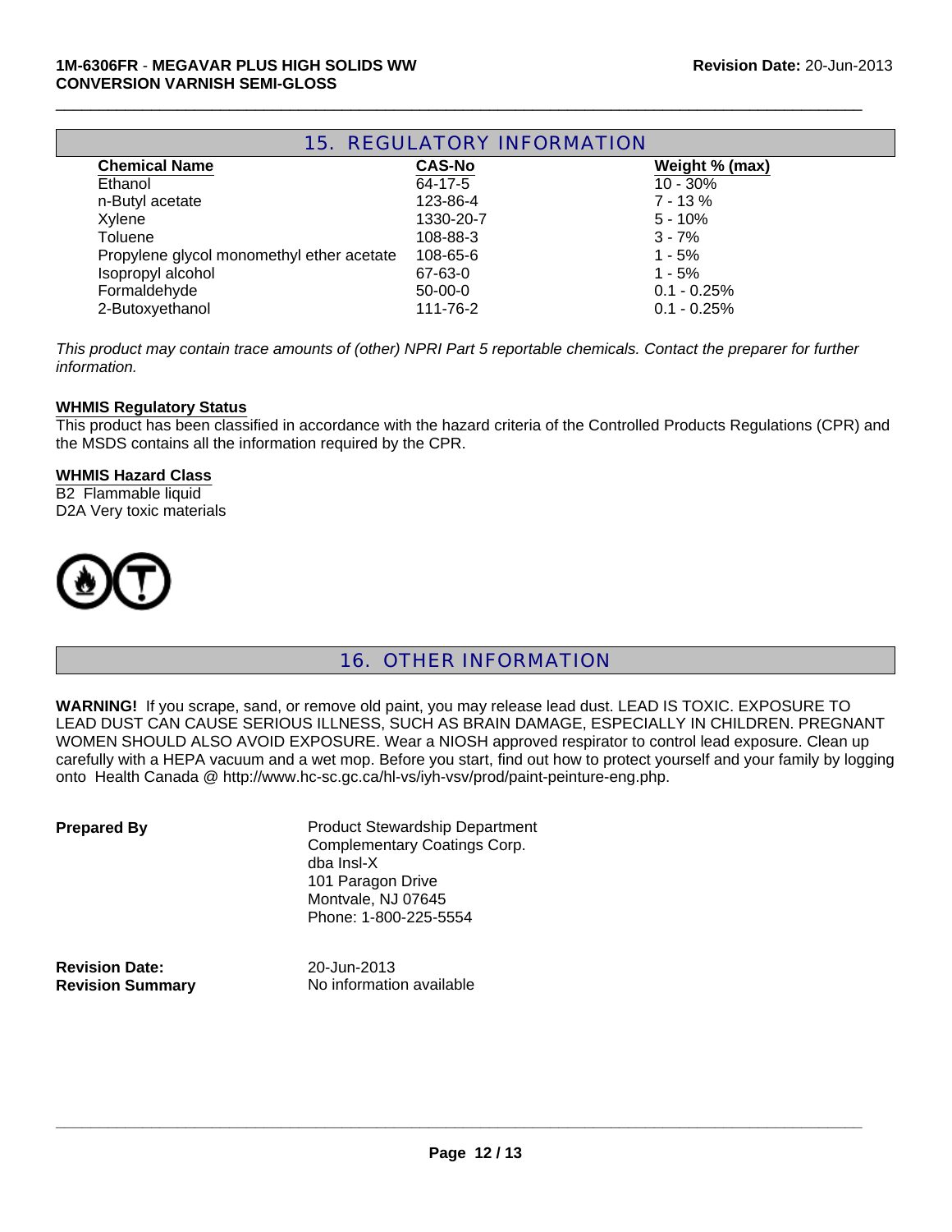## 15. REGULATORY INFORMATION

| Chemical Name | CAS-No | Weight % (max) |
|---|---|---|
| Ethanol | 64-17-5 | 10 - 30% |
| n-Butyl acetate | 123-86-4 | 7 - 13 % |
| Xylene | 1330-20-7 | 5 - 10% |
| Toluene | 108-88-3 | 3 - 7% |
| Propylene glycol monomethyl ether acetate | 108-65-6 | 1 - 5% |
| Isopropyl alcohol | 67-63-0 | 1 - 5% |
| Formaldehyde | 50-00-0 | 0.1 - 0.25% |
| 2-Butoxyethanol | 111-76-2 | 0.1 - 0.25% |

*This product may contain trace amounts of (other) NPRI Part 5 reportable chemicals. Contact the preparer for further information.*

**WHMIS Regulatory Status**

This product has been classified in accordance with the hazard criteria of the Controlled Products Regulations (CPR) and the MSDS contains all the information required by the CPR.

**WHMIS Hazard Class**

B2 Flammable liquid
D2A Very toxic materials

## 16. OTHER INFORMATION

**WARNING!** If you scrape, sand, or remove old paint, you may release lead dust. LEAD IS TOXIC. EXPOSURE TO LEAD DUST CAN CAUSE SERIOUS ILLNESS, SUCH AS BRAIN DAMAGE, ESPECIALLY IN CHILDREN. PREGNANT WOMEN SHOULD ALSO AVOID EXPOSURE. Wear a NIOSH approved respirator to control lead exposure. Clean up carefully with a HEPA vacuum and a wet mop. Before you start, find out how to protect yourself and your family by logging onto Health Canada @ http://www.hc-sc.gc.ca/hl-vs/iyh-vsv/prod/paint-peinture-eng.php.

**Prepared By**

Product Stewardship Department
Complementary Coatings Corp.
dba Insl-X
101 Paragon Drive
Montvale, NJ 07645
Phone: 1-800-225-5554

**Revision Date:** 20-Jun-2013
**Revision Summary** No information available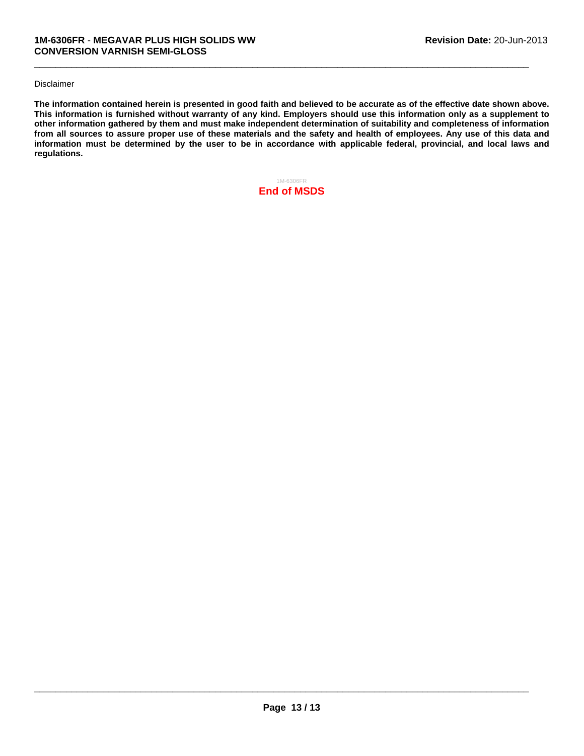Disclaimer

**The information contained herein is presented in good faith and believed to be accurate as of the effective date shown above. This information is furnished without warranty of any kind. Employers should use this information only as a supplement to other information gathered by them and must make independent determination of suitability and completeness of information from all sources to assure proper use of these materials and the safety and health of employees. Any use of this data and information must be determined by the user to be in accordance with applicable federal, provincial, and local laws and regulations.**

1M-6306FR

**End of MSDS**